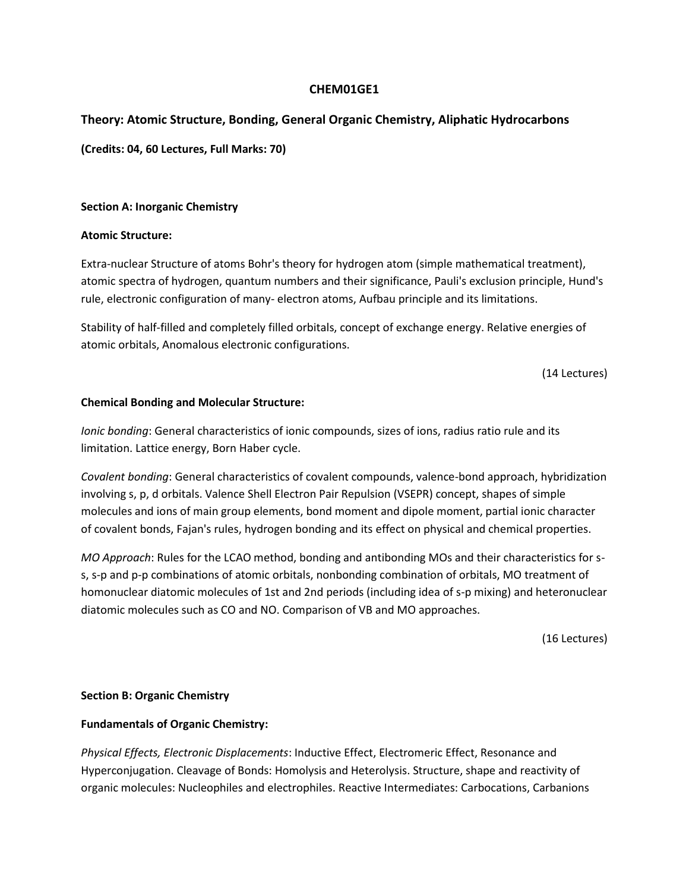# CHEM01GE1

## Theory: Atomic Structure, Bonding, General Organic Chemistry, Aliphatic Hydrocarbons

**(Credits: 04, 60 Lectures, Full Marks: 70)**

### Section A: Inorganic Chemistry

**Atomic Structure:**

Extra-nuclear Structure of atoms Bohr's theory for hydrogen atom (simple mathematical treatment), atomic spectra of hydrogen, quantum numbers and their significance, Pauli's exclusion principle, Hund's rule, electronic configuration of many- electron atoms, Aufbau principle and its limitations.

Stability of half-filled and completely filled orbitals, concept of exchange energy. Relative energies of atomic orbitals, Anomalous electronic configurations.

(14 Lectures)

**Chemical Bonding and Molecular Structure:**

*Ionic bonding*: General characteristics of ionic compounds, sizes of ions, radius ratio rule and its limitation. Lattice energy, Born Haber cycle.

*Covalent bonding*: General characteristics of covalent compounds, valence-bond approach, hybridization involving s, p, d orbitals. Valence Shell Electron Pair Repulsion (VSEPR) concept, shapes of simple molecules and ions of main group elements, bond moment and dipole moment, partial ionic character of covalent bonds, Fajan's rules, hydrogen bonding and its effect on physical and chemical properties.

*MO Approach*: Rules for the LCAO method, bonding and antibonding MOs and their characteristics for s-s, s-p and p-p combinations of atomic orbitals, nonbonding combination of orbitals, MO treatment of homonuclear diatomic molecules of 1st and 2nd periods (including idea of s-p mixing) and heteronuclear diatomic molecules such as CO and NO. Comparison of VB and MO approaches.

(16 Lectures)

### Section B: Organic Chemistry

**Fundamentals of Organic Chemistry:**

*Physical Effects, Electronic Displacements*: Inductive Effect, Electromeric Effect, Resonance and Hyperconjugation. Cleavage of Bonds: Homolysis and Heterolysis. Structure, shape and reactivity of organic molecules: Nucleophiles and electrophiles. Reactive Intermediates: Carbocations, Carbanions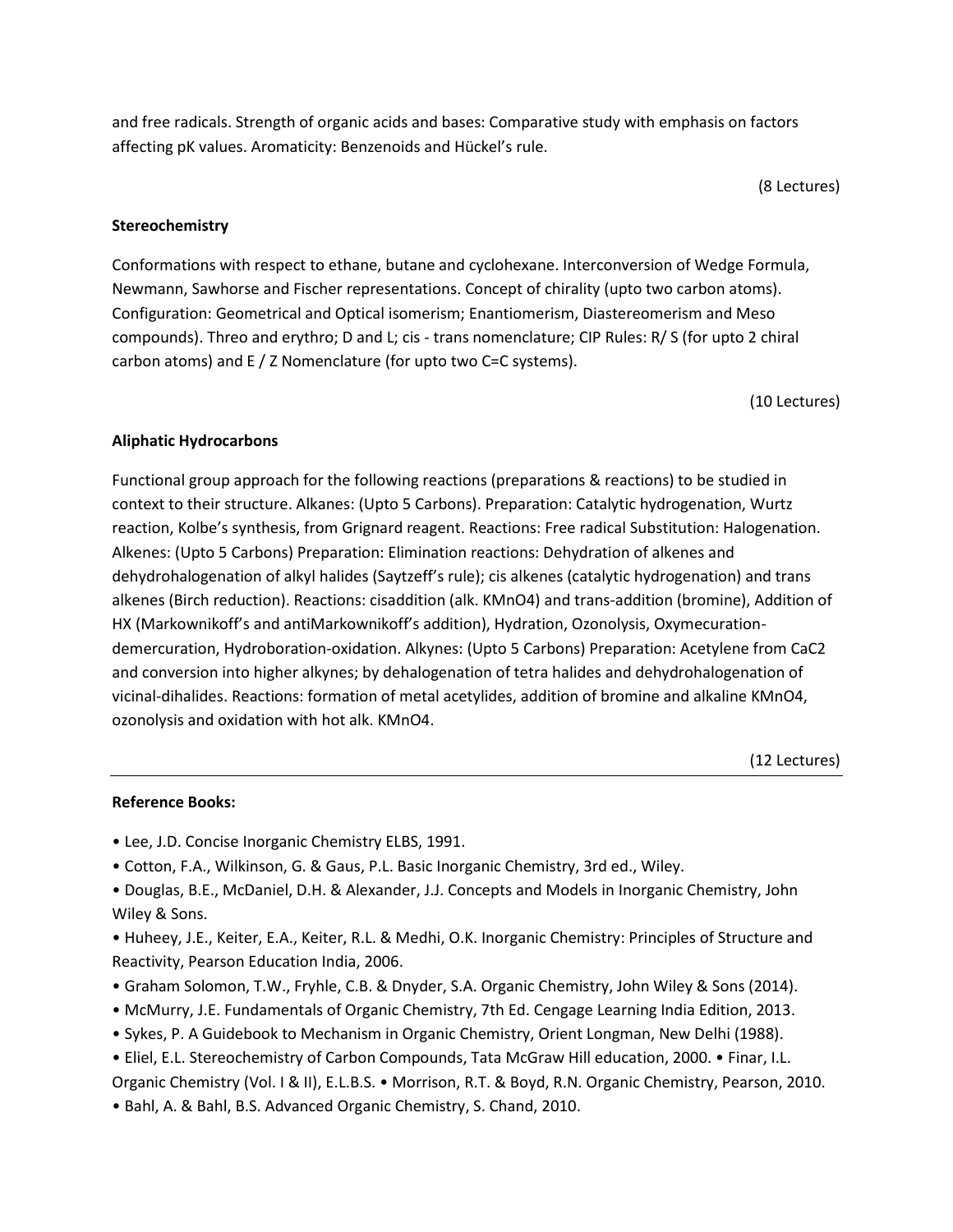and free radicals. Strength of organic acids and bases: Comparative study with emphasis on factors affecting pK values. Aromaticity: Benzenoids and Hückel's rule.

(8 Lectures)

**Stereochemistry**

Conformations with respect to ethane, butane and cyclohexane. Interconversion of Wedge Formula, Newmann, Sawhorse and Fischer representations. Concept of chirality (upto two carbon atoms). Configuration: Geometrical and Optical isomerism; Enantiomerism, Diastereomerism and Meso compounds). Threo and erythro; D and L; cis - trans nomenclature; CIP Rules: R/ S (for upto 2 chiral carbon atoms) and E / Z Nomenclature (for upto two C=C systems).

(10 Lectures)

**Aliphatic Hydrocarbons**

Functional group approach for the following reactions (preparations & reactions) to be studied in context to their structure. Alkanes: (Upto 5 Carbons). Preparation: Catalytic hydrogenation, Wurtz reaction, Kolbe's synthesis, from Grignard reagent. Reactions: Free radical Substitution: Halogenation. Alkenes: (Upto 5 Carbons) Preparation: Elimination reactions: Dehydration of alkenes and dehydrohalogenation of alkyl halides (Saytzeff's rule); cis alkenes (catalytic hydrogenation) and trans alkenes (Birch reduction). Reactions: cisaddition (alk. $KMnO_4$) and trans-addition (bromine), Addition of HX (Markownikoff's and antiMarkownikoff's addition), Hydration, Ozonolysis, Oxymecuration-demercuration, Hydroboration-oxidation. Alkynes: (Upto 5 Carbons) Preparation: Acetylene from $CaC_2$ and conversion into higher alkynes; by dehalogenation of tetra halides and dehydrohalogenation of vicinal-dihalides. Reactions: formation of metal acetylides, addition of bromine and alkaline $KMnO_4$, ozonolysis and oxidation with hot alk. $KMnO_4$.

(12 Lectures)

---

**Reference Books:**

- Lee, J.D. Concise Inorganic Chemistry ELBS, 1991.
- Cotton, F.A., Wilkinson, G. & Gaus, P.L. Basic Inorganic Chemistry, 3rd ed., Wiley.
- Douglas, B.E., McDaniel, D.H. & Alexander, J.J. Concepts and Models in Inorganic Chemistry, John Wiley & Sons.
- Huheey, J.E., Keiter, E.A., Keiter, R.L. & Medhi, O.K. Inorganic Chemistry: Principles of Structure and Reactivity, Pearson Education India, 2006.
- Graham Solomon, T.W., Fryhle, C.B. & Dnyder, S.A. Organic Chemistry, John Wiley & Sons (2014).
- McMurry, J.E. Fundamentals of Organic Chemistry, 7th Ed. Cengage Learning India Edition, 2013.
- Sykes, P. A Guidebook to Mechanism in Organic Chemistry, Orient Longman, New Delhi (1988).
- Eliel, E.L. Stereochemistry of Carbon Compounds, Tata McGraw Hill education, 2000. • Finar, I.L. Organic Chemistry (Vol. I & II), E.L.B.S. • Morrison, R.T. & Boyd, R.N. Organic Chemistry, Pearson, 2010.
- Bahl, A. & Bahl, B.S. Advanced Organic Chemistry, S. Chand, 2010.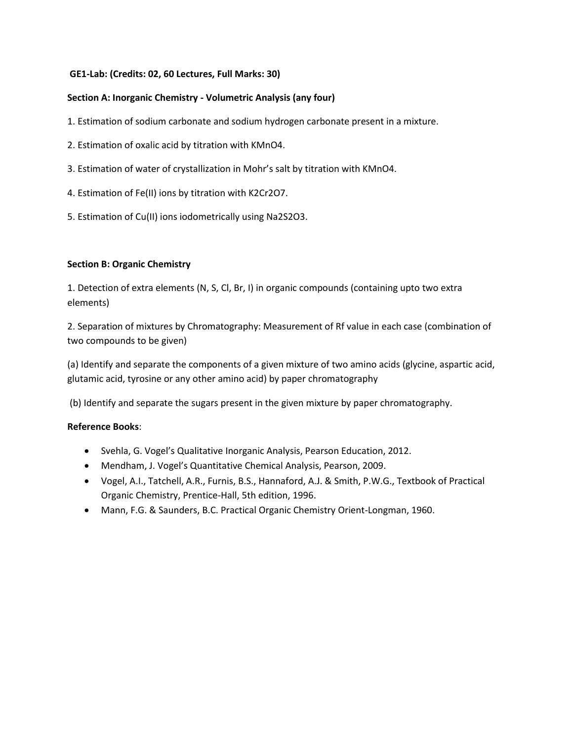**GE1-Lab: (Credits: 02, 60 Lectures, Full Marks: 30)**

**Section A: Inorganic Chemistry - Volumetric Analysis (any four)**

1. Estimation of sodium carbonate and sodium hydrogen carbonate present in a mixture.
2. Estimation of oxalic acid by titration with $KMnO_4$.
3. Estimation of water of crystallization in Mohr's salt by titration with $KMnO_4$.
4. Estimation of Fe(II) ions by titration with $K_2Cr_2O_7$.
5. Estimation of Cu(II) ions iodometrically using $Na_2S_2O_3$.

**Section B: Organic Chemistry**

1. Detection of extra elements (N, S, Cl, Br, I) in organic compounds (containing upto two extra elements)

2. Separation of mixtures by Chromatography: Measurement of Rf value in each case (combination of two compounds to be given)

(a) Identify and separate the components of a given mixture of two amino acids (glycine, aspartic acid, glutamic acid, tyrosine or any other amino acid) by paper chromatography

(b) Identify and separate the sugars present in the given mixture by paper chromatography.

**Reference Books**:

- Svehla, G. Vogel's Qualitative Inorganic Analysis, Pearson Education, 2012.
- Mendham, J. Vogel's Quantitative Chemical Analysis, Pearson, 2009.
- Vogel, A.I., Tatchell, A.R., Furnis, B.S., Hannaford, A.J. & Smith, P.W.G., Textbook of Practical Organic Chemistry, Prentice-Hall, 5th edition, 1996.
- Mann, F.G. & Saunders, B.C. Practical Organic Chemistry Orient-Longman, 1960.